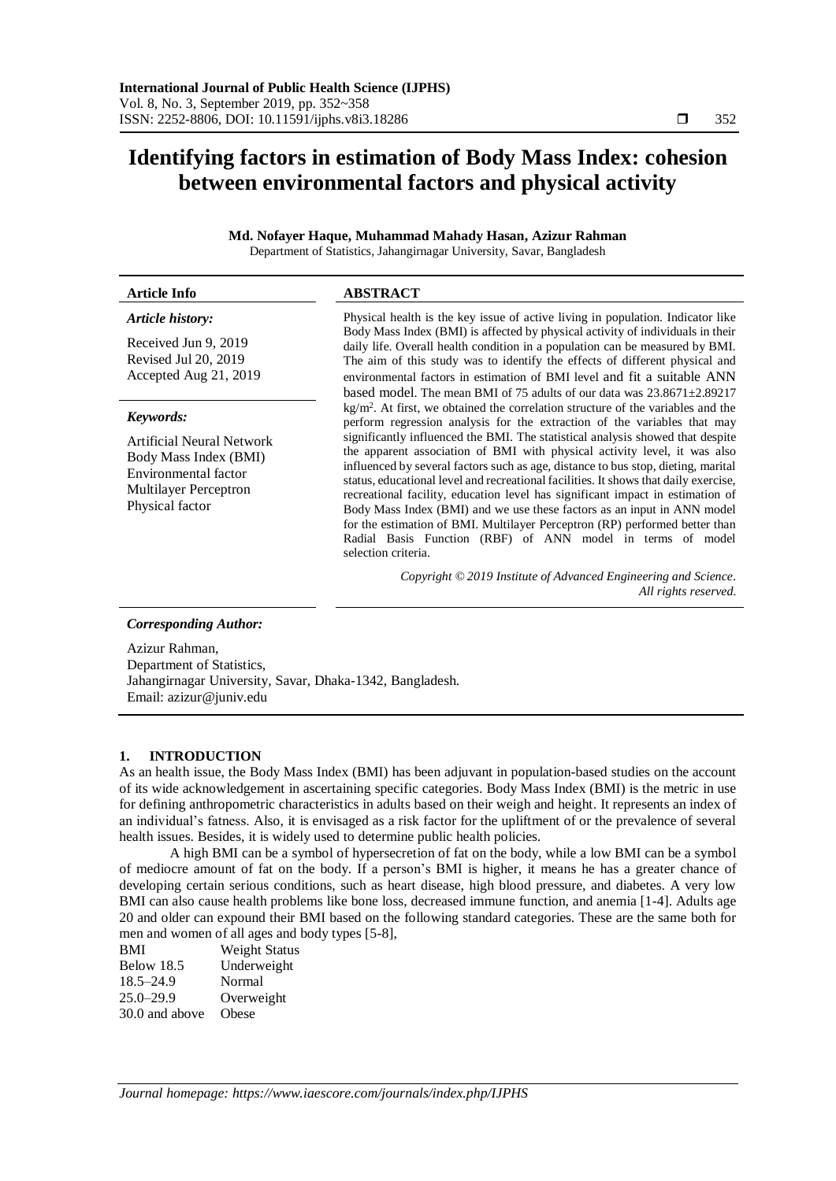# Identifying factors in estimation of Body Mass Index: cohesion between environmental factors and physical activity

**Md. Nofayer Haque, Muhammad Mahady Hasan, Azizur Rahman**

Department of Statistics, Jahangirnagar University, Savar, Bangladesh

| **Article Info** | **ABSTRACT** |
| --- | --- |

***Article history:***

Received Jun 9, 2019
Revised Jul 20, 2019
Accepted Aug 21, 2019

***Keywords:***

Artificial Neural Network
Body Mass Index (BMI)
Environmental factor
Multilayer Perceptron
Physical factor

Physical health is the key issue of active living in population. Indicator like Body Mass Index (BMI) is affected by physical activity of individuals in their daily life. Overall health condition in a population can be measured by BMI. The aim of this study was to identify the effects of different physical and environmental factors in estimation of BMI level and fit a suitable ANN based model. The mean BMI of 75 adults of our data was 23.8671±2.89217 kg/m$^2$. At first, we obtained the correlation structure of the variables and the perform regression analysis for the extraction of the variables that may significantly influenced the BMI. The statistical analysis showed that despite the apparent association of BMI with physical activity level, it was also influenced by several factors such as age, distance to bus stop, dieting, marital status, educational level and recreational facilities. It shows that daily exercise, recreational facility, education level has significant impact in estimation of Body Mass Index (BMI) and we use these factors as an input in ANN model for the estimation of BMI. Multilayer Perceptron (RP) performed better than Radial Basis Function (RBF) of ANN model in terms of model selection criteria.

*Copyright © 2019 Institute of Advanced Engineering and Science. All rights reserved.*

***Corresponding Author:***

Azizur Rahman,
Department of Statistics,
Jahangirnagar University, Savar, Dhaka-1342, Bangladesh.
Email: azizur@juniv.edu

## 1. INTRODUCTION

As an health issue, the Body Mass Index (BMI) has been adjuvant in population-based studies on the account of its wide acknowledgement in ascertaining specific categories. Body Mass Index (BMI) is the metric in use for defining anthropometric characteristics in adults based on their weigh and height. It represents an index of an individual's fatness. Also, it is envisaged as a risk factor for the upliftment of or the prevalence of several health issues. Besides, it is widely used to determine public health policies.

A high BMI can be a symbol of hypersecretion of fat on the body, while a low BMI can be a symbol of mediocre amount of fat on the body. If a person's BMI is higher, it means he has a greater chance of developing certain serious conditions, such as heart disease, high blood pressure, and diabetes. A very low BMI can also cause health problems like bone loss, decreased immune function, and anemia [1-4]. Adults age 20 and older can expound their BMI based on the following standard categories. These are the same both for men and women of all ages and body types [5-8],

| BMI | Weight Status |
| --- | --- |
| Below 18.5 | Underweight |
| 18.5–24.9 | Normal |
| 25.0–29.9 | Overweight |
| 30.0 and above | Obese |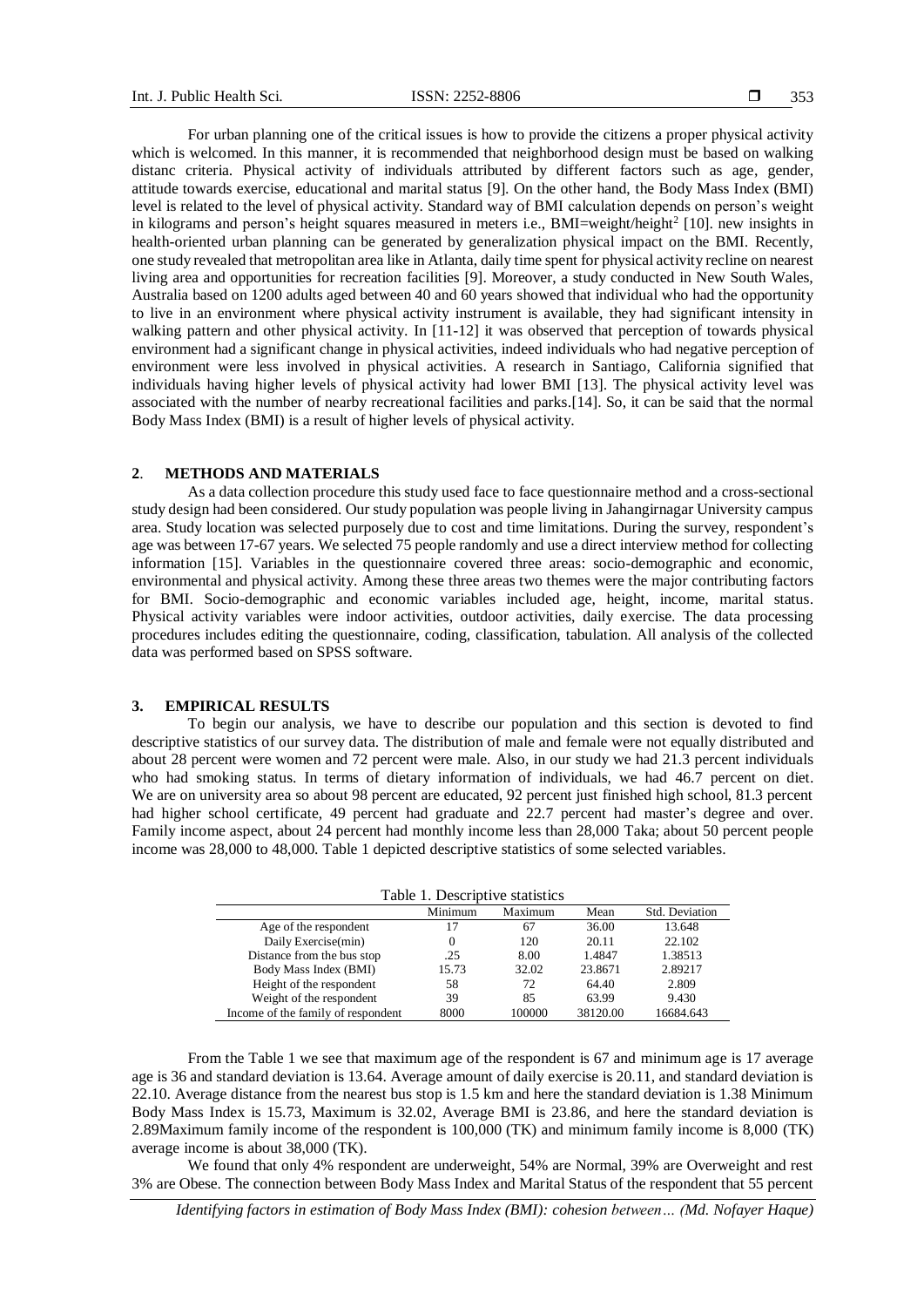For urban planning one of the critical issues is how to provide the citizens a proper physical activity which is welcomed. In this manner, it is recommended that neighborhood design must be based on walking distanc criteria. Physical activity of individuals attributed by different factors such as age, gender, attitude towards exercise, educational and marital status [9]. On the other hand, the Body Mass Index (BMI) level is related to the level of physical activity. Standard way of BMI calculation depends on person's weight in kilograms and person's height squares measured in meters i.e., BMI=weight/height$^2$ [10]. new insights in health-oriented urban planning can be generated by generalization physical impact on the BMI. Recently, one study revealed that metropolitan area like in Atlanta, daily time spent for physical activity recline on nearest living area and opportunities for recreation facilities [9]. Moreover, a study conducted in New South Wales, Australia based on 1200 adults aged between 40 and 60 years showed that individual who had the opportunity to live in an environment where physical activity instrument is available, they had significant intensity in walking pattern and other physical activity. In [11-12] it was observed that perception of towards physical environment had a significant change in physical activities, indeed individuals who had negative perception of environment were less involved in physical activities. A research in Santiago, California signified that individuals having higher levels of physical activity had lower BMI [13]. The physical activity level was associated with the number of nearby recreational facilities and parks.[14]. So, it can be said that the normal Body Mass Index (BMI) is a result of higher levels of physical activity.

## 2. METHODS AND MATERIALS

As a data collection procedure this study used face to face questionnaire method and a cross-sectional study design had been considered. Our study population was people living in Jahangirnagar University campus area. Study location was selected purposely due to cost and time limitations. During the survey, respondent's age was between 17-67 years. We selected 75 people randomly and use a direct interview method for collecting information [15]. Variables in the questionnaire covered three areas: socio-demographic and economic, environmental and physical activity. Among these three areas two themes were the major contributing factors for BMI. Socio-demographic and economic variables included age, height, income, marital status. Physical activity variables were indoor activities, outdoor activities, daily exercise. The data processing procedures includes editing the questionnaire, coding, classification, tabulation. All analysis of the collected data was performed based on SPSS software.

## 3. EMPIRICAL RESULTS

To begin our analysis, we have to describe our population and this section is devoted to find descriptive statistics of our survey data. The distribution of male and female were not equally distributed and about 28 percent were women and 72 percent were male. Also, in our study we had 21.3 percent individuals who had smoking status. In terms of dietary information of individuals, we had 46.7 percent on diet. We are on university area so about 98 percent are educated, 92 percent just finished high school, 81.3 percent had higher school certificate, 49 percent had graduate and 22.7 percent had master's degree and over. Family income aspect, about 24 percent had monthly income less than 28,000 Taka; about 50 percent people income was 28,000 to 48,000. Table 1 depicted descriptive statistics of some selected variables.

Table 1. Descriptive statistics

| | Minimum | Maximum | Mean | Std. Deviation |
|---|---|---|---|---|
| Age of the respondent | 17 | 67 | 36.00 | 13.648 |
| Daily Exercise(min) | 0 | 120 | 20.11 | 22.102 |
| Distance from the bus stop | .25 | 8.00 | 1.4847 | 1.38513 |
| Body Mass Index (BMI) | 15.73 | 32.02 | 23.8671 | 2.89217 |
| Height of the respondent | 58 | 72 | 64.40 | 2.809 |
| Weight of the respondent | 39 | 85 | 63.99 | 9.430 |
| Income of the family of respondent | 8000 | 100000 | 38120.00 | 16684.643 |

From the Table 1 we see that maximum age of the respondent is 67 and minimum age is 17 average age is 36 and standard deviation is 13.64. Average amount of daily exercise is 20.11, and standard deviation is 22.10. Average distance from the nearest bus stop is 1.5 km and here the standard deviation is 1.38 Minimum Body Mass Index is 15.73, Maximum is 32.02, Average BMI is 23.86, and here the standard deviation is 2.89Maximum family income of the respondent is 100,000 (TK) and minimum family income is 8,000 (TK) average income is about 38,000 (TK).

We found that only 4% respondent are underweight, 54% are Normal, 39% are Overweight and rest 3% are Obese. The connection between Body Mass Index and Marital Status of the respondent that 55 percent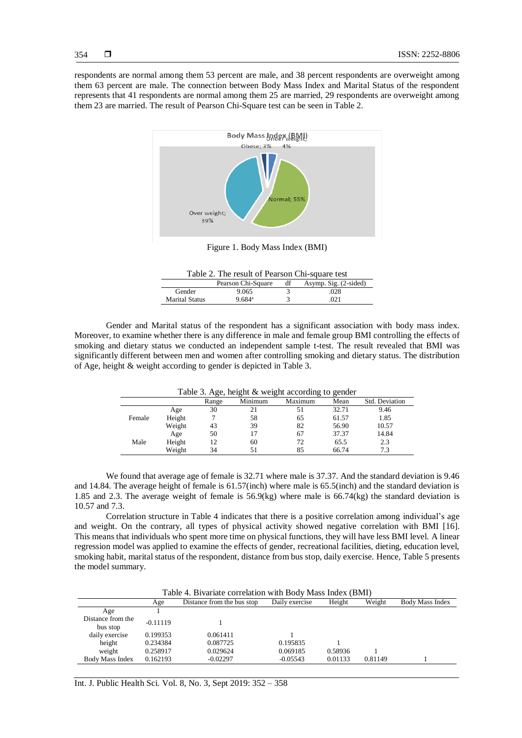respondents are normal among them 53 percent are male, and 38 percent respondents are overweight among them 63 percent are male. The connection between Body Mass Index and Marital Status of the respondent represents that 41 respondents are normal among them 25 are married, 29 respondents are overweight among them 23 are married. The result of Pearson Chi-Square test can be seen in Table 2.

Figure 1. Body Mass Index (BMI)

Table 2. The result of Pearson Chi-square test

| | Pearson Chi-Square | df | Asymp. Sig. (2-sided) |
|---|---|---|---|
| Gender | 9.065 | 3 | .028 |
| Marital Status | 9.684[a] | 3 | .021 |

Gender and Marital status of the respondent has a significant association with body mass index. Moreover, to examine whether there is any difference in male and female group BMI controlling the effects of smoking and dietary status we conducted an independent sample t-test. The result revealed that BMI was significantly different between men and women after controlling smoking and dietary status. The distribution of Age, height & weight according to gender is depicted in Table 3.

Table 3. Age, height & weight according to gender

| | | Range | Minimum | Maximum | Mean | Std. Deviation |
|---|---|---|---|---|---|---|
| Female | Age | 30 | 21 | 51 | 32.71 | 9.46 |
| | Height | 7 | 58 | 65 | 61.57 | 1.85 |
| | Weight | 43 | 39 | 82 | 56.90 | 10.57 |
| Male | Age | 50 | 17 | 67 | 37.37 | 14.84 |
| | Height | 12 | 60 | 72 | 65.5 | 2.3 |
| | Weight | 34 | 51 | 85 | 66.74 | 7.3 |

We found that average age of female is 32.71 where male is 37.37. And the standard deviation is 9.46 and 14.84. The average height of female is 61.57(inch) where male is 65.5(inch) and the standard deviation is 1.85 and 2.3. The average weight of female is 56.9(kg) where male is 66.74(kg) the standard deviation is 10.57 and 7.3.

Correlation structure in Table 4 indicates that there is a positive correlation among individual's age and weight. On the contrary, all types of physical activity showed negative correlation with BMI [16]. This means that individuals who spent more time on physical functions, they will have less BMI level. A linear regression model was applied to examine the effects of gender, recreational facilities, dieting, education level, smoking habit, marital status of the respondent, distance from bus stop, daily exercise. Hence, Table 5 presents the model summary.

Table 4. Bivariate correlation with Body Mass Index (BMI)

| | Age | Distance from the bus stop | Daily exercise | Height | Weight | Body Mass Index |
|---|---|---|---|---|---|---|
| Age | 1 | | | | | |
| Distance from the bus stop | -0.11119 | 1 | | | | |
| daily exercise | 0.199353 | 0.061411 | 1 | | | |
| height | 0.234384 | 0.087725 | 0.195835 | 1 | | |
| weight | 0.258917 | 0.029624 | 0.069185 | 0.58936 | 1 | |
| Body Mass Index | 0.162193 | -0.02297 | -0.05543 | 0.01133 | 0.81149 | 1 |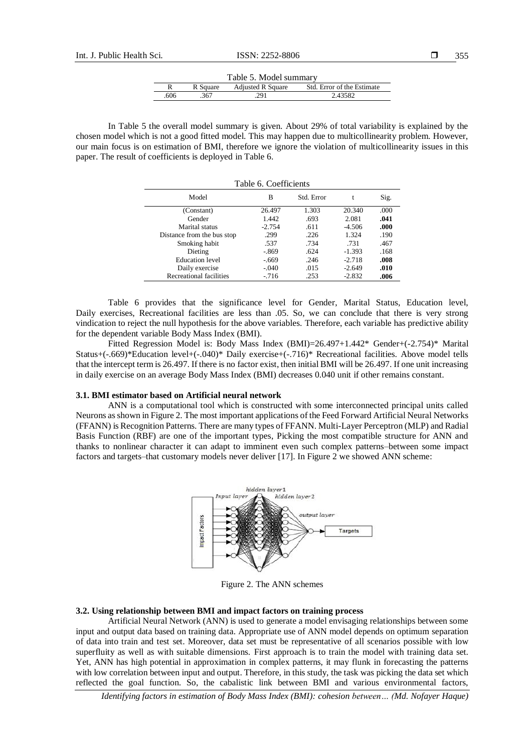Table 5. Model summary

| R | R Square | Adjusted R Square | Std. Error of the Estimate |
|---|---|---|---|
| .606 | .367 | .291 | 2.43582 |

In Table 5 the overall model summary is given. About 29% of total variability is explained by the chosen model which is not a good fitted model. This may happen due to multicollinearity problem. However, our main focus is on estimation of BMI, therefore we ignore the violation of multicollinearity issues in this paper. The result of coefficients is deployed in Table 6.

Table 6. Coefficients

| Model | B | Std. Error | t | Sig. |
|---|---|---|---|---|
| (Constant) | 26.497 | 1.303 | 20.340 | .000 |
| Gender | 1.442 | .693 | 2.081 | **.041** |
| Marital status | -2.754 | .611 | -4.506 | **.000** |
| Distance from the bus stop | .299 | .226 | 1.324 | .190 |
| Smoking habit | .537 | .734 | .731 | .467 |
| Dieting | -.869 | .624 | -1.393 | .168 |
| Education level | -.669 | .246 | -2.718 | **.008** |
| Daily exercise | -.040 | .015 | -2.649 | **.010** |
| Recreational facilities | -.716 | .253 | -2.832 | **.006** |

Table 6 provides that the significance level for Gender, Marital Status, Education level, Daily exercises, Recreational facilities are less than .05. So, we can conclude that there is very strong vindication to reject the null hypothesis for the above variables. Therefore, each variable has predictive ability for the dependent variable Body Mass Index (BMI).

Fitted Regression Model is: Body Mass Index (BMI)=26.497+1.442* Gender+(-2.754)* Marital Status+(-.669)*Education level+(-.040)* Daily exercise+(-.716)* Recreational facilities. Above model tells that the intercept term is 26.497. If there is no factor exist, then initial BMI will be 26.497. If one unit increasing in daily exercise on an average Body Mass Index (BMI) decreases 0.040 unit if other remains constant.

### 3.1. BMI estimator based on Artificial neural network

ANN is a computational tool which is constructed with some interconnected principal units called Neurons as shown in Figure 2. The most important applications of the Feed Forward Artificial Neural Networks (FFANN) is Recognition Patterns. There are many types of FFANN. Multi-Layer Perceptron (MLP) and Radial Basis Function (RBF) are one of the important types, Picking the most compatible structure for ANN and thanks to nonlinear character it can adapt to imminent even such complex patterns–between some impact factors and targets–that customary models never deliver [17]. In Figure 2 we showed ANN scheme:

Figure 2. The ANN schemes

### 3.2. Using relationship between BMI and impact factors on training process

Artificial Neural Network (ANN) is used to generate a model envisaging relationships between some input and output data based on training data. Appropriate use of ANN model depends on optimum separation of data into train and test set. Moreover, data set must be representative of all scenarios possible with low superfluity as well as with suitable dimensions. First approach is to train the model with training data set. Yet, ANN has high potential in approximation in complex patterns, it may flunk in forecasting the patterns with low correlation between input and output. Therefore, in this study, the task was picking the data set which reflected the goal function. So, the cabalistic link between BMI and various environmental factors,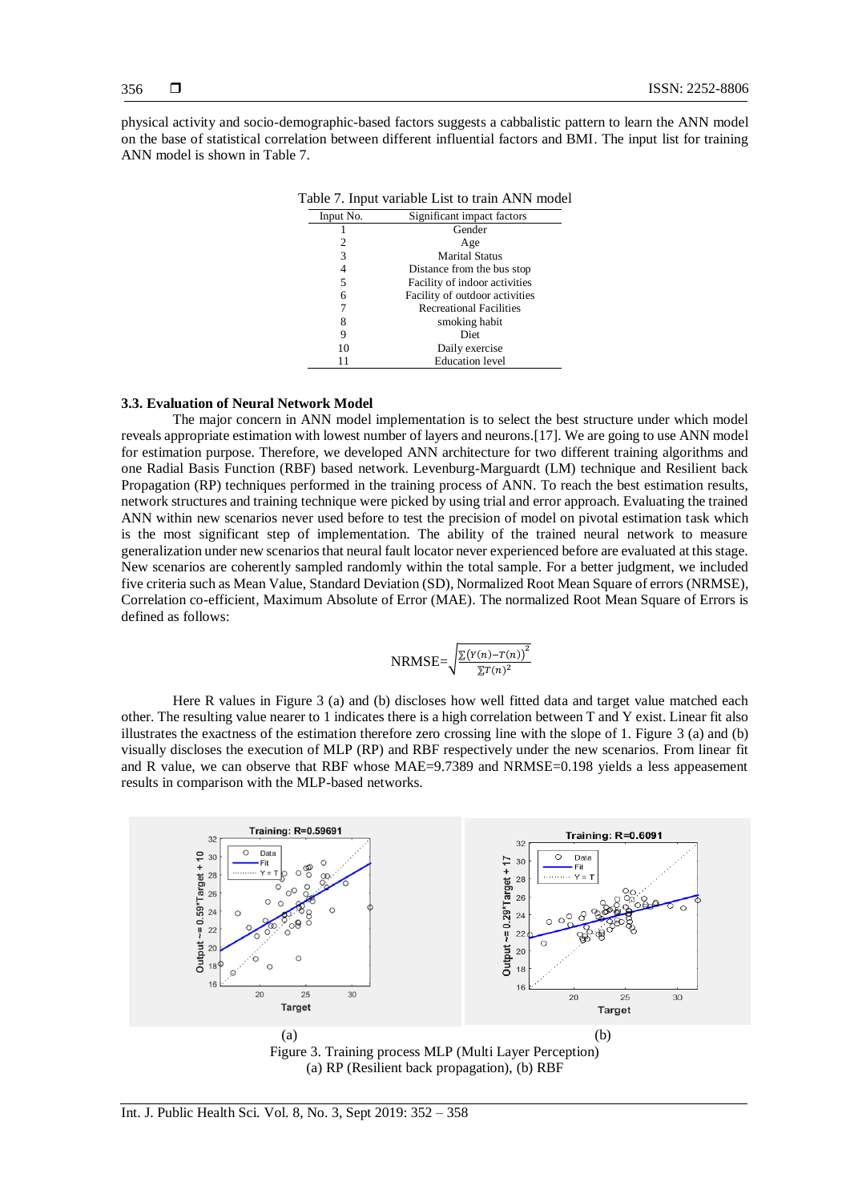physical activity and socio-demographic-based factors suggests a cabbalistic pattern to learn the ANN model on the base of statistical correlation between different influential factors and BMI. The input list for training ANN model is shown in Table 7.

Table 7. Input variable List to train ANN model

| Input No. | Significant impact factors |
|---|---|
| 1 | Gender |
| 2 | Age |
| 3 | Marital Status |
| 4 | Distance from the bus stop |
| 5 | Facility of indoor activities |
| 6 | Facility of outdoor activities |
| 7 | Recreational Facilities |
| 8 | smoking habit |
| 9 | Diet |
| 10 | Daily exercise |
| 11 | Education level |

### 3.3. Evaluation of Neural Network Model

The major concern in ANN model implementation is to select the best structure under which model reveals appropriate estimation with lowest number of layers and neurons.[17]. We are going to use ANN model for estimation purpose. Therefore, we developed ANN architecture for two different training algorithms and one Radial Basis Function (RBF) based network. Levenburg-Marguardt (LM) technique and Resilient back Propagation (RP) techniques performed in the training process of ANN. To reach the best estimation results, network structures and training technique were picked by using trial and error approach. Evaluating the trained ANN within new scenarios never used before to test the precision of model on pivotal estimation task which is the most significant step of implementation. The ability of the trained neural network to measure generalization under new scenarios that neural fault locator never experienced before are evaluated at this stage. New scenarios are coherently sampled randomly within the total sample. For a better judgment, we included five criteria such as Mean Value, Standard Deviation (SD), Normalized Root Mean Square of errors (NRMSE), Correlation co-efficient, Maximum Absolute of Error (MAE). The normalized Root Mean Square of Errors is defined as follows:

$$\text{NRMSE}=\sqrt{\frac{\sum\left(Y(n)-T(n)\right)^2}{\sum T(n)^2}}$$

Here R values in Figure 3 (a) and (b) discloses how well fitted data and target value matched each other. The resulting value nearer to 1 indicates there is a high correlation between T and Y exist. Linear fit also illustrates the exactness of the estimation therefore zero crossing line with the slope of 1. Figure 3 (a) and (b) visually discloses the execution of MLP (RP) and RBF respectively under the new scenarios. From linear fit and R value, we can observe that RBF whose MAE=9.7389 and NRMSE=0.198 yields a less appeasement results in comparison with the MLP-based networks.

(a) (b)

Figure 3. Training process MLP (Multi Layer Perception)
(a) RP (Resilient back propagation), (b) RBF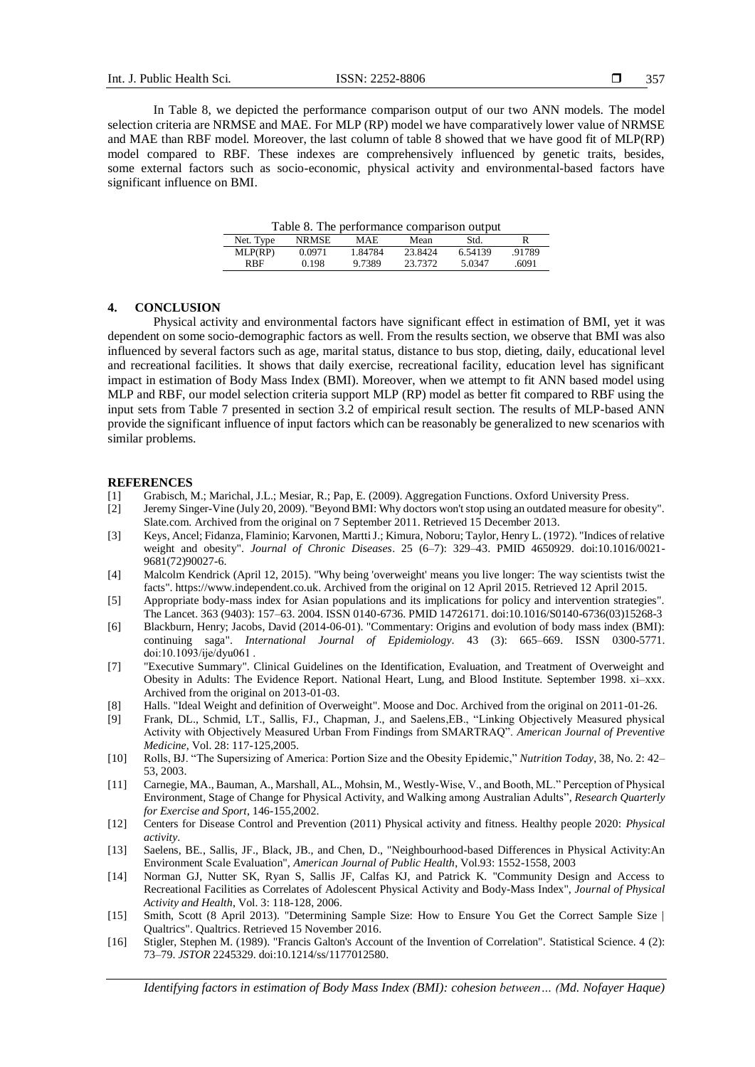In Table 8, we depicted the performance comparison output of our two ANN models. The model selection criteria are NRMSE and MAE. For MLP (RP) model we have comparatively lower value of NRMSE and MAE than RBF model. Moreover, the last column of table 8 showed that we have good fit of MLP(RP) model compared to RBF. These indexes are comprehensively influenced by genetic traits, besides, some external factors such as socio-economic, physical activity and environmental-based factors have significant influence on BMI.

Table 8. The performance comparison output

| Net. Type | NRMSE | MAE | Mean | Std. | R |
|---|---|---|---|---|---|
| MLP(RP) | 0.0971 | 1.84784 | 23.8424 | 6.54139 | .91789 |
| RBF | 0.198 | 9.7389 | 23.7372 | 5.0347 | .6091 |

## 4. CONCLUSION

Physical activity and environmental factors have significant effect in estimation of BMI, yet it was dependent on some socio-demographic factors as well. From the results section, we observe that BMI was also influenced by several factors such as age, marital status, distance to bus stop, dieting, daily, educational level and recreational facilities. It shows that daily exercise, recreational facility, education level has significant impact in estimation of Body Mass Index (BMI). Moreover, when we attempt to fit ANN based model using MLP and RBF, our model selection criteria support MLP (RP) model as better fit compared to RBF using the input sets from Table 7 presented in section 3.2 of empirical result section. The results of MLP-based ANN provide the significant influence of input factors which can be reasonably be generalized to new scenarios with similar problems.

## REFERENCES

[1] Grabisch, M.; Marichal, J.L.; Mesiar, R.; Pap, E. (2009). Aggregation Functions. Oxford University Press.

[2] Jeremy Singer-Vine (July 20, 2009). "Beyond BMI: Why doctors won't stop using an outdated measure for obesity". Slate.com. Archived from the original on 7 September 2011. Retrieved 15 December 2013.

[3] Keys, Ancel; Fidanza, Flaminio; Karvonen, Martti J.; Kimura, Noboru; Taylor, Henry L. (1972). "Indices of relative weight and obesity". *Journal of Chronic Diseases*. 25 (6–7): 329–43. PMID 4650929. doi:10.1016/0021-9681(72)90027-6.

[4] Malcolm Kendrick (April 12, 2015). "Why being 'overweight' means you live longer: The way scientists twist the facts". https://www.independent.co.uk. Archived from the original on 12 April 2015. Retrieved 12 April 2015.

[5] Appropriate body-mass index for Asian populations and its implications for policy and intervention strategies". The Lancet. 363 (9403): 157–63. 2004. ISSN 0140-6736. PMID 14726171. doi:10.1016/S0140-6736(03)15268-3

[6] Blackburn, Henry; Jacobs, David (2014-06-01). "Commentary: Origins and evolution of body mass index (BMI): continuing saga". *International Journal of Epidemiology*. 43 (3): 665–669. ISSN 0300-5771. doi:10.1093/ije/dyu061 .

[7] "Executive Summary". Clinical Guidelines on the Identification, Evaluation, and Treatment of Overweight and Obesity in Adults: The Evidence Report. National Heart, Lung, and Blood Institute. September 1998. xi–xxx. Archived from the original on 2013-01-03.

[8] Halls. "Ideal Weight and definition of Overweight". Moose and Doc. Archived from the original on 2011-01-26.

[9] Frank, DL., Schmid, LT., Sallis, FJ., Chapman, J., and Saelens,EB., "Linking Objectively Measured physical Activity with Objectively Measured Urban From Findings from SMARTRAQ". *American Journal of Preventive Medicine*, Vol. 28: 117-125,2005.

[10] Rolls, BJ. "The Supersizing of America: Portion Size and the Obesity Epidemic," *Nutrition Today*, 38, No. 2: 42–53, 2003.

[11] Carnegie, MA., Bauman, A., Marshall, AL., Mohsin, M., Westly-Wise, V., and Booth, ML." Perception of Physical Environment, Stage of Change for Physical Activity, and Walking among Australian Adults", *Research Quarterly for Exercise and Sport*, 146-155,2002.

[12] Centers for Disease Control and Prevention (2011) Physical activity and fitness. Healthy people 2020: *Physical activity.*

[13] Saelens, BE., Sallis, JF., Black, JB., and Chen, D., "Neighbourhood-based Differences in Physical Activity:An Environment Scale Evaluation", *American Journal of Public Health*, Vol.93: 1552-1558, 2003

[14] Norman GJ, Nutter SK, Ryan S, Sallis JF, Calfas KJ, and Patrick K. "Community Design and Access to Recreational Facilities as Correlates of Adolescent Physical Activity and Body-Mass Index", *Journal of Physical Activity and Health*, Vol. 3: 118-128, 2006.

[15] Smith, Scott (8 April 2013). "Determining Sample Size: How to Ensure You Get the Correct Sample Size | Qualtrics". Qualtrics. Retrieved 15 November 2016.

[16] Stigler, Stephen M. (1989). "Francis Galton's Account of the Invention of Correlation". Statistical Science. 4 (2): 73–79. *JSTOR* 2245329. doi:10.1214/ss/1177012580.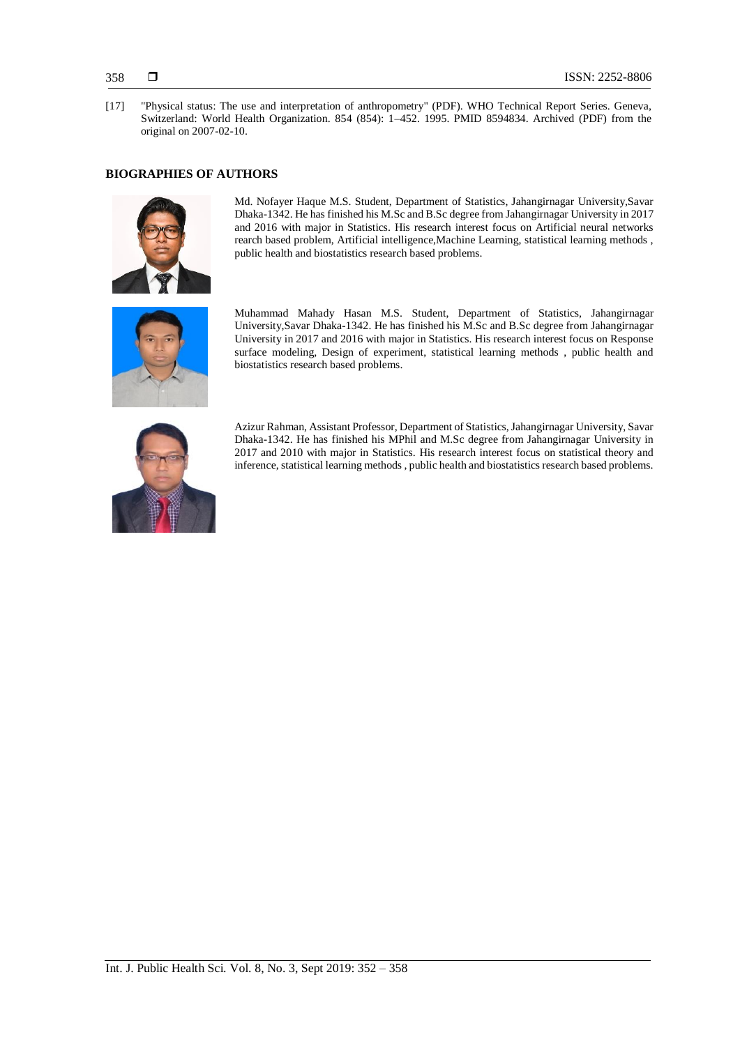[17] "Physical status: The use and interpretation of anthropometry" (PDF). WHO Technical Report Series. Geneva, Switzerland: World Health Organization. 854 (854): 1–452. 1995. PMID 8594834. Archived (PDF) from the original on 2007-02-10.

## BIOGRAPHIES OF AUTHORS

Md. Nofayer Haque M.S. Student, Department of Statistics, Jahangirnagar University,Savar Dhaka-1342. He has finished his M.Sc and B.Sc degree from Jahangirnagar University in 2017 and 2016 with major in Statistics. His research interest focus on Artificial neural networks rearch based problem, Artificial intelligence,Machine Learning, statistical learning methods , public health and biostatistics research based problems.

Muhammad Mahady Hasan M.S. Student, Department of Statistics, Jahangirnagar University,Savar Dhaka-1342. He has finished his M.Sc and B.Sc degree from Jahangirnagar University in 2017 and 2016 with major in Statistics. His research interest focus on Response surface modeling, Design of experiment, statistical learning methods , public health and biostatistics research based problems.

Azizur Rahman, Assistant Professor, Department of Statistics, Jahangirnagar University, Savar Dhaka-1342. He has finished his MPhil and M.Sc degree from Jahangirnagar University in 2017 and 2010 with major in Statistics. His research interest focus on statistical theory and inference, statistical learning methods , public health and biostatistics research based problems.